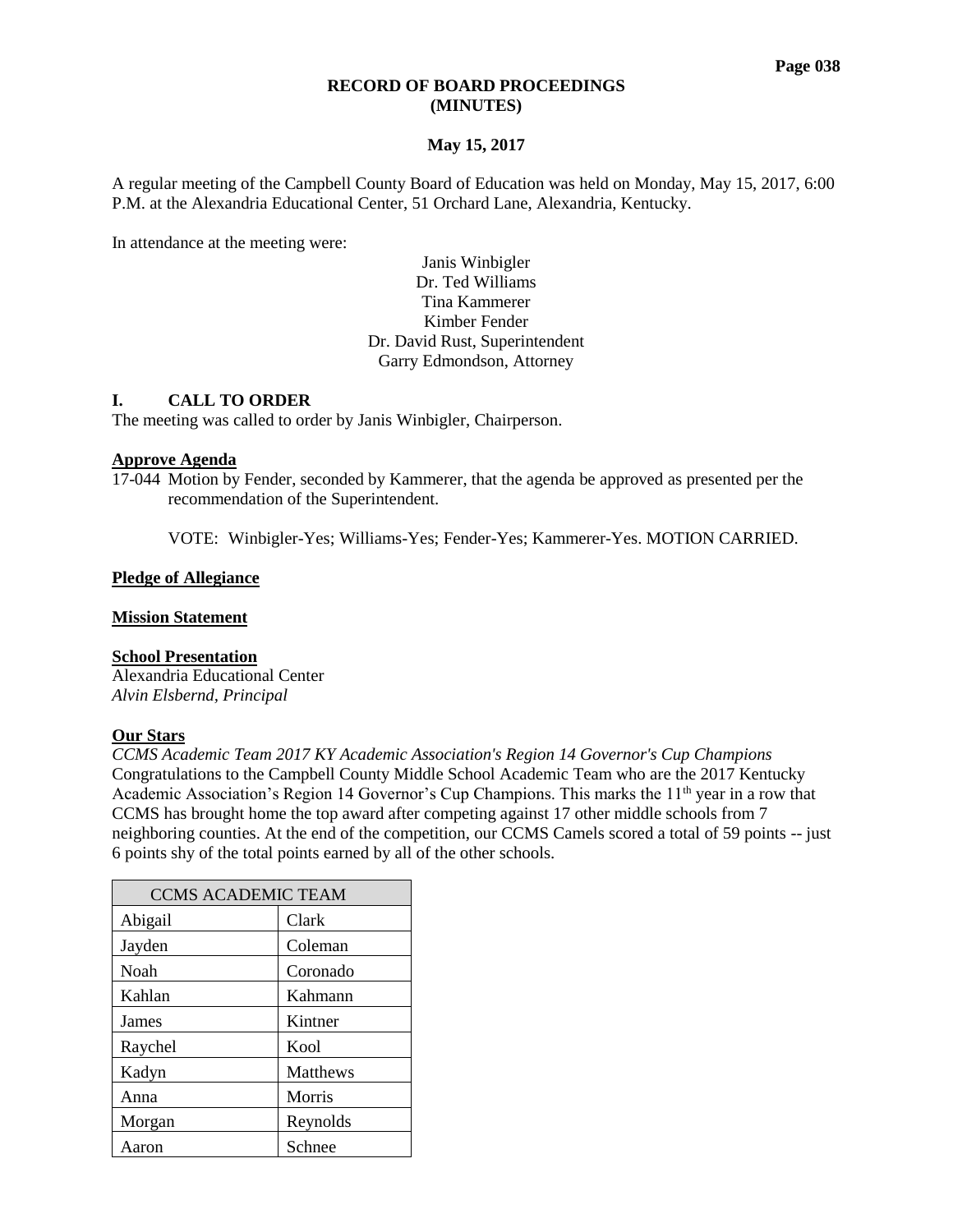# RECORD OF BOARD PROCEEDINGS
# (MINUTES)

**May 15, 2017**

A regular meeting of the Campbell County Board of Education was held on Monday, May 15, 2017, 6:00 P.M. at the Alexandria Educational Center, 51 Orchard Lane, Alexandria, Kentucky.

In attendance at the meeting were:

Janis Winbigler
Dr. Ted Williams
Tina Kammerer
Kimber Fender
Dr. David Rust, Superintendent
Garry Edmondson, Attorney

## I. CALL TO ORDER

The meeting was called to order by Janis Winbigler, Chairperson.

**Approve Agenda**

17-044 Motion by Fender, seconded by Kammerer, that the agenda be approved as presented per the recommendation of the Superintendent.

VOTE: Winbigler-Yes; Williams-Yes; Fender-Yes; Kammerer-Yes. MOTION CARRIED.

**Pledge of Allegiance**

**Mission Statement**

**School Presentation**

Alexandria Educational Center
*Alvin Elsbernd, Principal*

**Our Stars**

*CCMS Academic Team 2017 KY Academic Association's Region 14 Governor's Cup Champions*
Congratulations to the Campbell County Middle School Academic Team who are the 2017 Kentucky Academic Association's Region 14 Governor's Cup Champions. This marks the 11th year in a row that CCMS has brought home the top award after competing against 17 other middle schools from 7 neighboring counties. At the end of the competition, our CCMS Camels scored a total of 59 points -- just 6 points shy of the total points earned by all of the other schools.

| CCMS ACADEMIC TEAM | |
|---|---|
| Abigail | Clark |
| Jayden | Coleman |
| Noah | Coronado |
| Kahlan | Kahmann |
| James | Kintner |
| Raychel | Kool |
| Kadyn | Matthews |
| Anna | Morris |
| Morgan | Reynolds |
| Aaron | Schnee |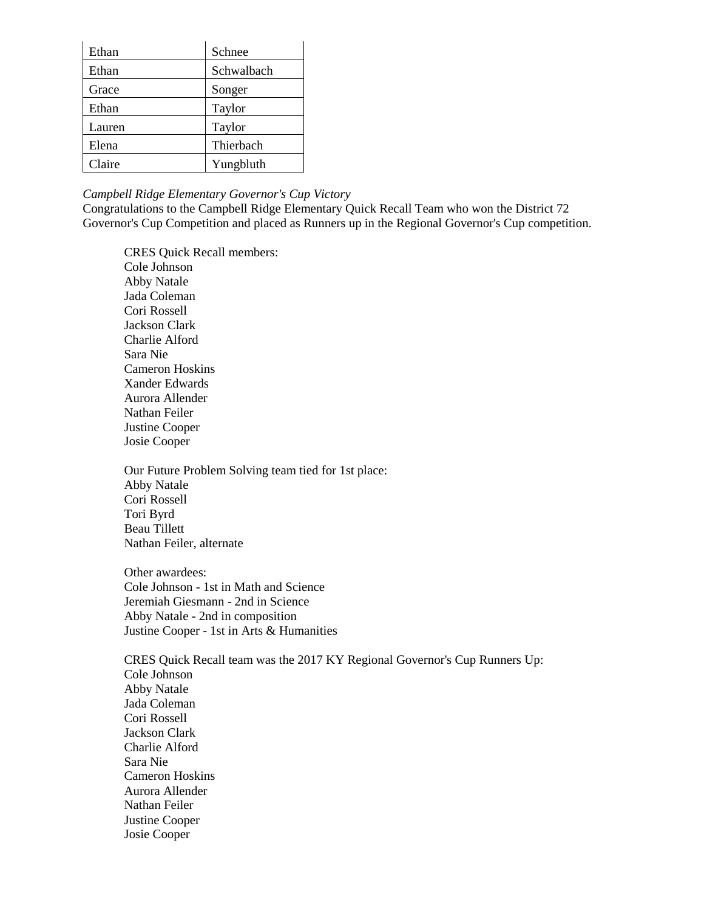| Ethan | Schnee |
|---|---|
| Ethan | Schwalbach |
| Grace | Songer |
| Ethan | Taylor |
| Lauren | Taylor |
| Elena | Thierbach |
| Claire | Yungbluth |

*Campbell Ridge Elementary Governor's Cup Victory*

Congratulations to the Campbell Ridge Elementary Quick Recall Team who won the District 72 Governor's Cup Competition and placed as Runners up in the Regional Governor's Cup competition.

CRES Quick Recall members:
Cole Johnson
Abby Natale
Jada Coleman
Cori Rossell
Jackson Clark
Charlie Alford
Sara Nie
Cameron Hoskins
Xander Edwards
Aurora Allender
Nathan Feiler
Justine Cooper
Josie Cooper

Our Future Problem Solving team tied for 1st place:
Abby Natale
Cori Rossell
Tori Byrd
Beau Tillett
Nathan Feiler, alternate

Other awardees:
Cole Johnson - 1st in Math and Science
Jeremiah Giesmann - 2nd in Science
Abby Natale - 2nd in composition
Justine Cooper - 1st in Arts & Humanities

CRES Quick Recall team was the 2017 KY Regional Governor's Cup Runners Up:
Cole Johnson
Abby Natale
Jada Coleman
Cori Rossell
Jackson Clark
Charlie Alford
Sara Nie
Cameron Hoskins
Aurora Allender
Nathan Feiler
Justine Cooper
Josie Cooper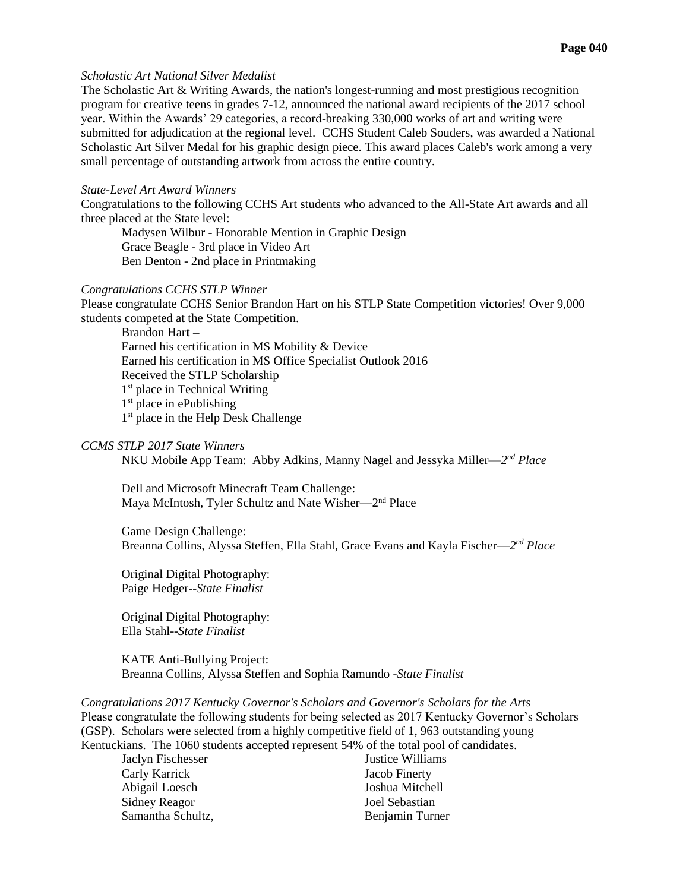*Scholastic Art National Silver Medalist*

The Scholastic Art & Writing Awards, the nation's longest-running and most prestigious recognition program for creative teens in grades 7-12, announced the national award recipients of the 2017 school year. Within the Awards' 29 categories, a record-breaking 330,000 works of art and writing were submitted for adjudication at the regional level. CCHS Student Caleb Souders, was awarded a National Scholastic Art Silver Medal for his graphic design piece. This award places Caleb's work among a very small percentage of outstanding artwork from across the entire country.

*State-Level Art Award Winners*

Congratulations to the following CCHS Art students who advanced to the All-State Art awards and all three placed at the State level:

Madysen Wilbur - Honorable Mention in Graphic Design
Grace Beagle - 3rd place in Video Art
Ben Denton - 2nd place in Printmaking

*Congratulations CCHS STLP Winner*

Please congratulate CCHS Senior Brandon Hart on his STLP State Competition victories! Over 9,000 students competed at the State Competition.

Brandon Har**t** –
Earned his certification in MS Mobility & Device
Earned his certification in MS Office Specialist Outlook 2016
Received the STLP Scholarship
1st place in Technical Writing
1st place in ePublishing
1st place in the Help Desk Challenge

*CCMS STLP 2017 State Winners*

NKU Mobile App Team: Abby Adkins, Manny Nagel and Jessyka Miller—*2nd Place*

Dell and Microsoft Minecraft Team Challenge:
Maya McIntosh, Tyler Schultz and Nate Wisher—2nd Place

Game Design Challenge:
Breanna Collins, Alyssa Steffen, Ella Stahl, Grace Evans and Kayla Fischer—*2nd Place*

Original Digital Photography:
Paige Hedger--*State Finalist*

Original Digital Photography:
Ella Stahl--*State Finalist*

KATE Anti-Bullying Project:
Breanna Collins, Alyssa Steffen and Sophia Ramundo -*State Finalist*

*Congratulations 2017 Kentucky Governor's Scholars and Governor's Scholars for the Arts*

Please congratulate the following students for being selected as 2017 Kentucky Governor's Scholars (GSP). Scholars were selected from a highly competitive field of 1, 963 outstanding young Kentuckians. The 1060 students accepted represent 54% of the total pool of candidates.

Jaclyn Fischesser
Carly Karrick
Abigail Loesch
Sidney Reagor
Samantha Schultz,
Justice Williams
Jacob Finerty
Joshua Mitchell
Joel Sebastian
Benjamin Turner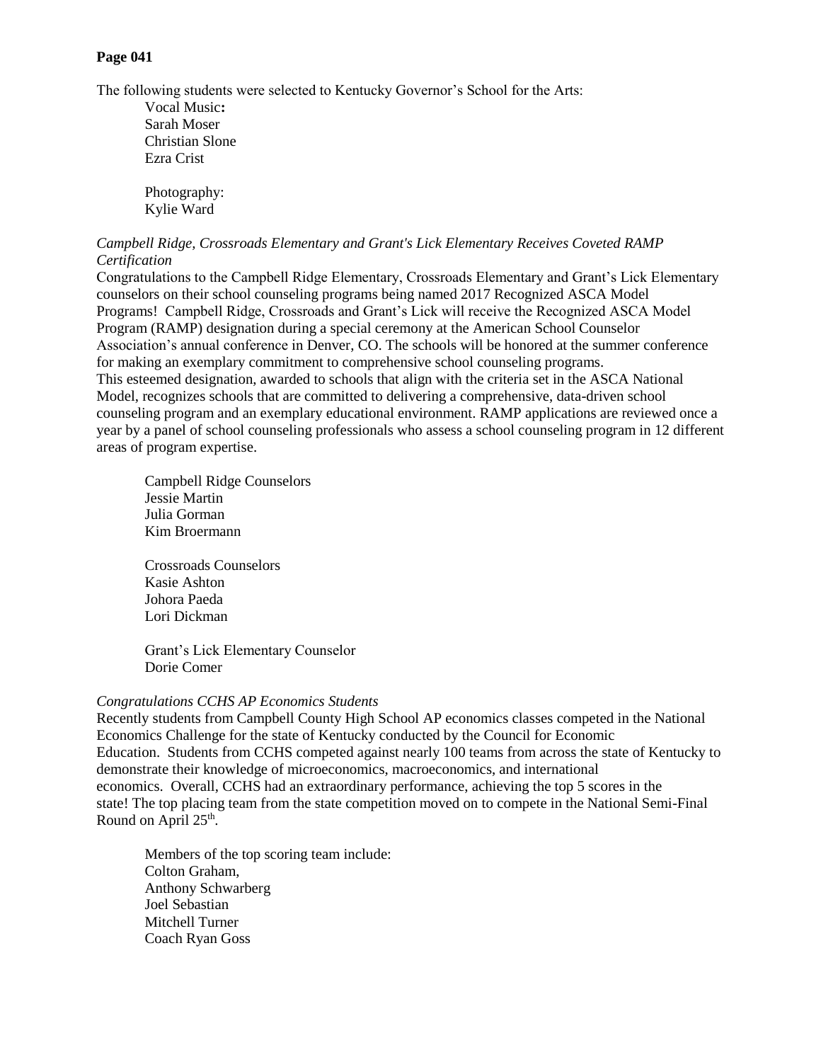**Page 041**

The following students were selected to Kentucky Governor's School for the Arts:

Vocal Music**:**
Sarah Moser
Christian Slone
Ezra Crist

Photography:
Kylie Ward

*Campbell Ridge, Crossroads Elementary and Grant's Lick Elementary Receives Coveted RAMP Certification*

Congratulations to the Campbell Ridge Elementary, Crossroads Elementary and Grant's Lick Elementary counselors on their school counseling programs being named 2017 Recognized ASCA Model Programs! Campbell Ridge, Crossroads and Grant's Lick will receive the Recognized ASCA Model Program (RAMP) designation during a special ceremony at the American School Counselor Association's annual conference in Denver, CO. The schools will be honored at the summer conference for making an exemplary commitment to comprehensive school counseling programs.

This esteemed designation, awarded to schools that align with the criteria set in the ASCA National Model, recognizes schools that are committed to delivering a comprehensive, data-driven school counseling program and an exemplary educational environment. RAMP applications are reviewed once a year by a panel of school counseling professionals who assess a school counseling program in 12 different areas of program expertise.

Campbell Ridge Counselors
Jessie Martin
Julia Gorman
Kim Broermann

Crossroads Counselors
Kasie Ashton
Johora Paeda
Lori Dickman

Grant's Lick Elementary Counselor
Dorie Comer

*Congratulations CCHS AP Economics Students*

Recently students from Campbell County High School AP economics classes competed in the National Economics Challenge for the state of Kentucky conducted by the Council for Economic Education. Students from CCHS competed against nearly 100 teams from across the state of Kentucky to demonstrate their knowledge of microeconomics, macroeconomics, and international economics. Overall, CCHS had an extraordinary performance, achieving the top 5 scores in the state! The top placing team from the state competition moved on to compete in the National Semi-Final Round on April 25th.

Members of the top scoring team include:
Colton Graham,
Anthony Schwarberg
Joel Sebastian
Mitchell Turner
Coach Ryan Goss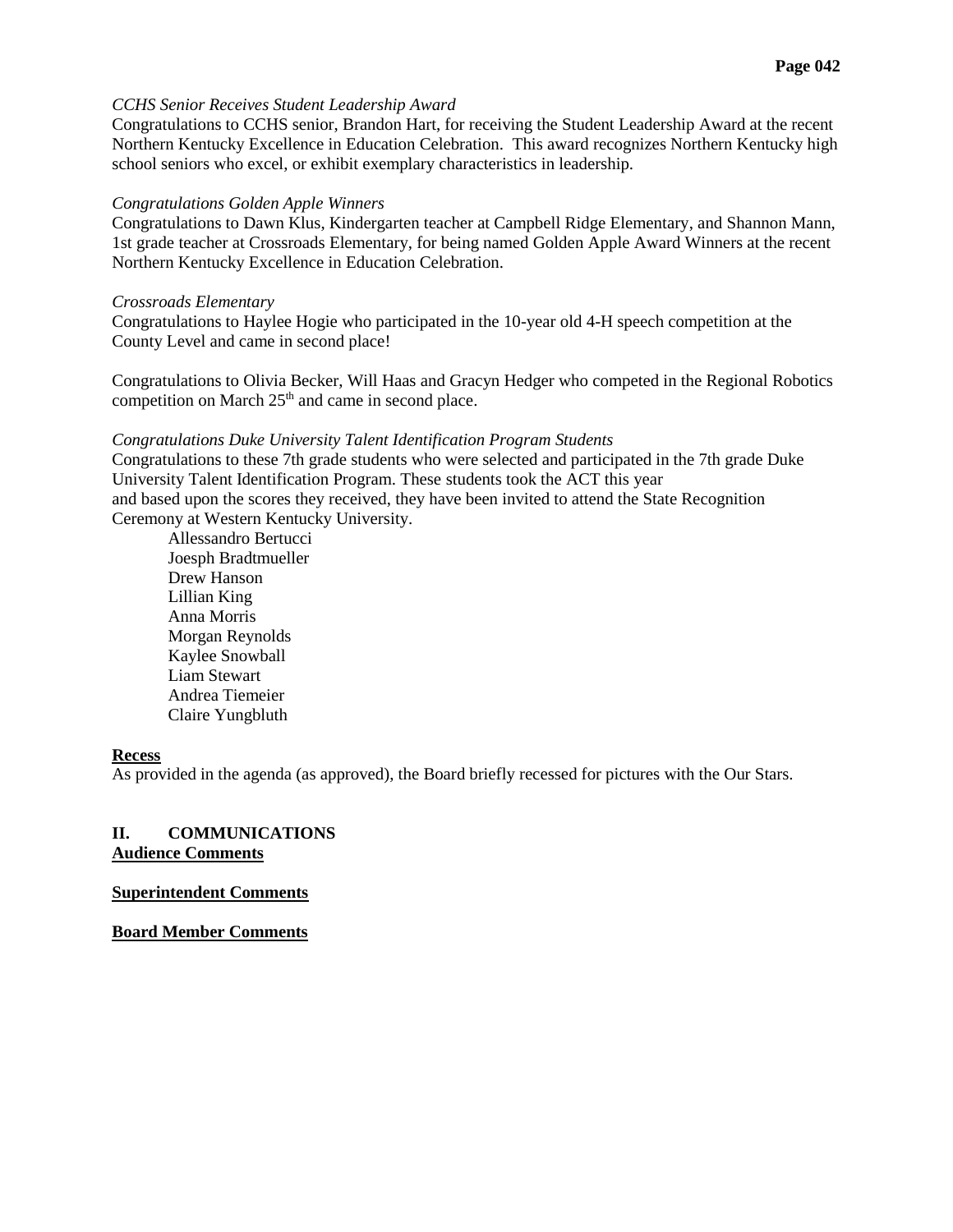*CCHS Senior Receives Student Leadership Award*
Congratulations to CCHS senior, Brandon Hart, for receiving the Student Leadership Award at the recent Northern Kentucky Excellence in Education Celebration. This award recognizes Northern Kentucky high school seniors who excel, or exhibit exemplary characteristics in leadership.

*Congratulations Golden Apple Winners*
Congratulations to Dawn Klus, Kindergarten teacher at Campbell Ridge Elementary, and Shannon Mann, 1st grade teacher at Crossroads Elementary, for being named Golden Apple Award Winners at the recent Northern Kentucky Excellence in Education Celebration.

*Crossroads Elementary*
Congratulations to Haylee Hogie who participated in the 10-year old 4-H speech competition at the County Level and came in second place!

Congratulations to Olivia Becker, Will Haas and Gracyn Hedger who competed in the Regional Robotics competition on March 25th and came in second place.

*Congratulations Duke University Talent Identification Program Students*
Congratulations to these 7th grade students who were selected and participated in the 7th grade Duke University Talent Identification Program. These students took the ACT this year and based upon the scores they received, they have been invited to attend the State Recognition Ceremony at Western Kentucky University.

Allessandro Bertucci
Joesph Bradtmueller
Drew Hanson
Lillian King
Anna Morris
Morgan Reynolds
Kaylee Snowball
Liam Stewart
Andrea Tiemeier
Claire Yungbluth

**Recess**
As provided in the agenda (as approved), the Board briefly recessed for pictures with the Our Stars.

## II. COMMUNICATIONS

**Audience Comments**

**Superintendent Comments**

**Board Member Comments**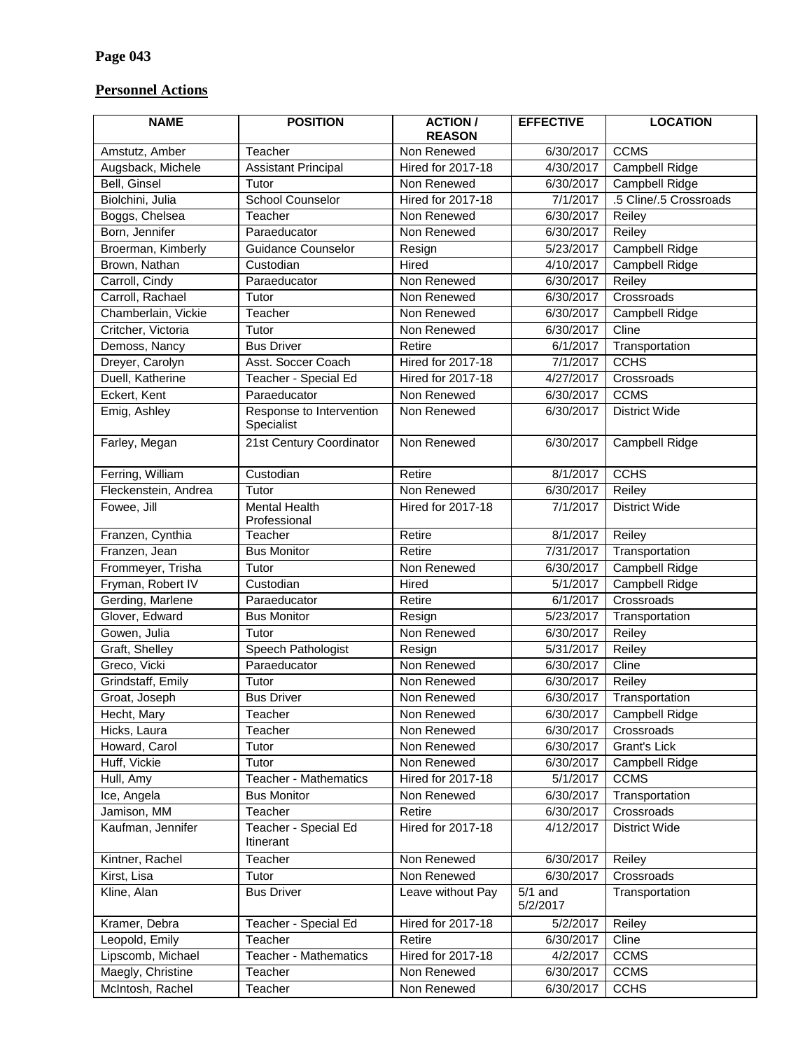**Page 043**

**Personnel Actions**

| NAME | POSITION | ACTION / REASON | EFFECTIVE | LOCATION |
|---|---|---|---|---|
| Amstutz, Amber | Teacher | Non Renewed | 6/30/2017 | CCMS |
| Augsback, Michele | Assistant Principal | Hired for 2017-18 | 4/30/2017 | Campbell Ridge |
| Bell, Ginsel | Tutor | Non Renewed | 6/30/2017 | Campbell Ridge |
| Biolchini, Julia | School Counselor | Hired for 2017-18 | 7/1/2017 | .5 Cline/.5 Crossroads |
| Boggs, Chelsea | Teacher | Non Renewed | 6/30/2017 | Reiley |
| Born, Jennifer | Paraeducator | Non Renewed | 6/30/2017 | Reiley |
| Broerman, Kimberly | Guidance Counselor | Resign | 5/23/2017 | Campbell Ridge |
| Brown, Nathan | Custodian | Hired | 4/10/2017 | Campbell Ridge |
| Carroll, Cindy | Paraeducator | Non Renewed | 6/30/2017 | Reiley |
| Carroll, Rachael | Tutor | Non Renewed | 6/30/2017 | Crossroads |
| Chamberlain, Vickie | Teacher | Non Renewed | 6/30/2017 | Campbell Ridge |
| Critcher, Victoria | Tutor | Non Renewed | 6/30/2017 | Cline |
| Demoss, Nancy | Bus Driver | Retire | 6/1/2017 | Transportation |
| Dreyer, Carolyn | Asst. Soccer Coach | Hired for 2017-18 | 7/1/2017 | CCHS |
| Duell, Katherine | Teacher - Special Ed | Hired for 2017-18 | 4/27/2017 | Crossroads |
| Eckert, Kent | Paraeducator | Non Renewed | 6/30/2017 | CCMS |
| Emig, Ashley | Response to Intervention Specialist | Non Renewed | 6/30/2017 | District Wide |
| Farley, Megan | 21st Century Coordinator | Non Renewed | 6/30/2017 | Campbell Ridge |
| Ferring, William | Custodian | Retire | 8/1/2017 | CCHS |
| Fleckenstein, Andrea | Tutor | Non Renewed | 6/30/2017 | Reiley |
| Fowee, Jill | Mental Health Professional | Hired for 2017-18 | 7/1/2017 | District Wide |
| Franzen, Cynthia | Teacher | Retire | 8/1/2017 | Reiley |
| Franzen, Jean | Bus Monitor | Retire | 7/31/2017 | Transportation |
| Frommeyer, Trisha | Tutor | Non Renewed | 6/30/2017 | Campbell Ridge |
| Fryman, Robert IV | Custodian | Hired | 5/1/2017 | Campbell Ridge |
| Gerding, Marlene | Paraeducator | Retire | 6/1/2017 | Crossroads |
| Glover, Edward | Bus Monitor | Resign | 5/23/2017 | Transportation |
| Gowen, Julia | Tutor | Non Renewed | 6/30/2017 | Reiley |
| Graft, Shelley | Speech Pathologist | Resign | 5/31/2017 | Reiley |
| Greco, Vicki | Paraeducator | Non Renewed | 6/30/2017 | Cline |
| Grindstaff, Emily | Tutor | Non Renewed | 6/30/2017 | Reiley |
| Groat, Joseph | Bus Driver | Non Renewed | 6/30/2017 | Transportation |
| Hecht, Mary | Teacher | Non Renewed | 6/30/2017 | Campbell Ridge |
| Hicks, Laura | Teacher | Non Renewed | 6/30/2017 | Crossroads |
| Howard, Carol | Tutor | Non Renewed | 6/30/2017 | Grant's Lick |
| Huff, Vickie | Tutor | Non Renewed | 6/30/2017 | Campbell Ridge |
| Hull, Amy | Teacher - Mathematics | Hired for 2017-18 | 5/1/2017 | CCMS |
| Ice, Angela | Bus Monitor | Non Renewed | 6/30/2017 | Transportation |
| Jamison, MM | Teacher | Retire | 6/30/2017 | Crossroads |
| Kaufman, Jennifer | Teacher - Special Ed Itinerant | Hired for 2017-18 | 4/12/2017 | District Wide |
| Kintner, Rachel | Teacher | Non Renewed | 6/30/2017 | Reiley |
| Kirst, Lisa | Tutor | Non Renewed | 6/30/2017 | Crossroads |
| Kline, Alan | Bus Driver | Leave without Pay | 5/1 and 5/2/2017 | Transportation |
| Kramer, Debra | Teacher - Special Ed | Hired for 2017-18 | 5/2/2017 | Reiley |
| Leopold, Emily | Teacher | Retire | 6/30/2017 | Cline |
| Lipscomb, Michael | Teacher - Mathematics | Hired for 2017-18 | 4/2/2017 | CCMS |
| Maegly, Christine | Teacher | Non Renewed | 6/30/2017 | CCMS |
| McIntosh, Rachel | Teacher | Non Renewed | 6/30/2017 | CCHS |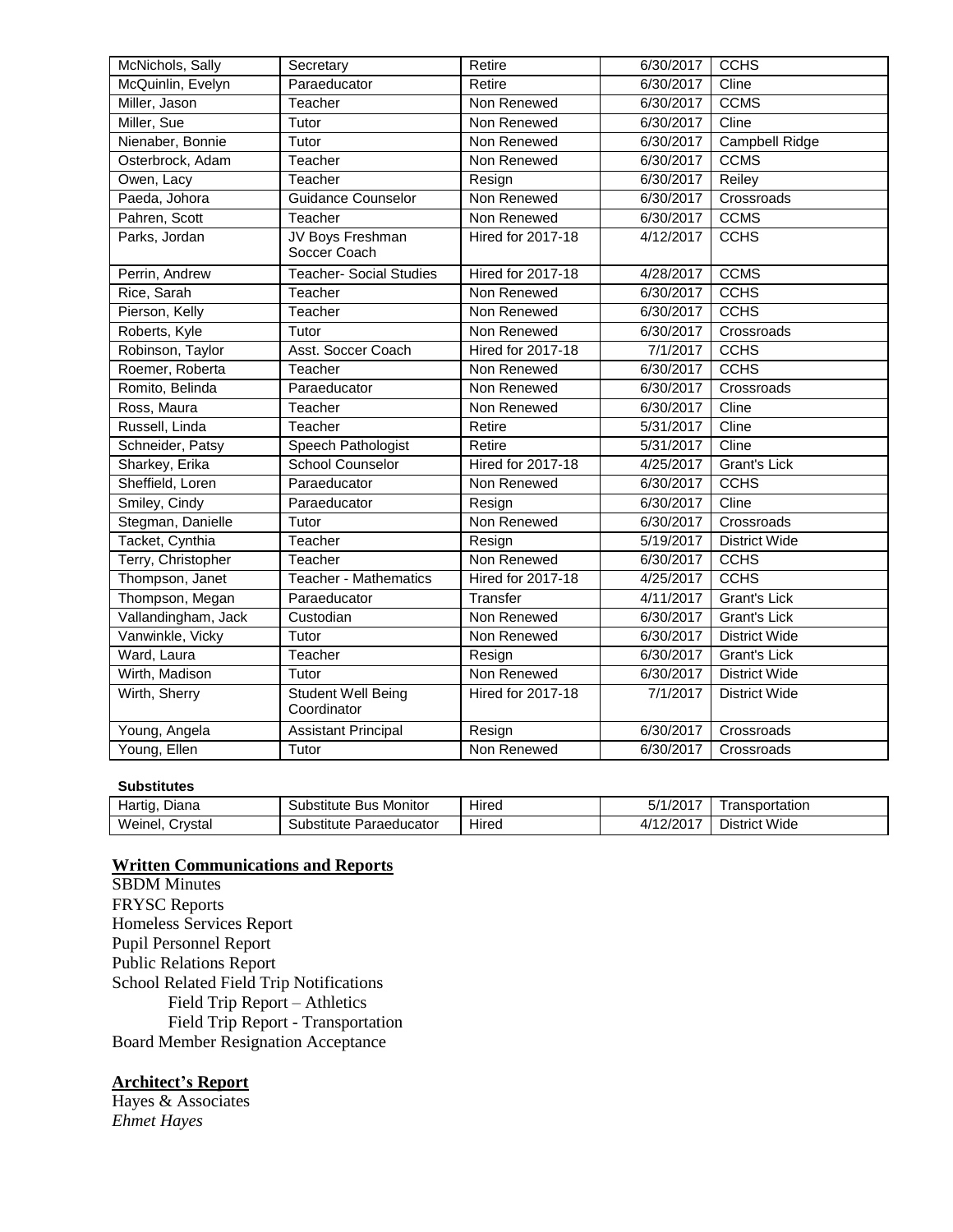| McNichols, Sally | Secretary | Retire | 6/30/2017 | CCHS |
|---|---|---|---|---|
| McQuinlin, Evelyn | Paraeducator | Retire | 6/30/2017 | Cline |
| Miller, Jason | Teacher | Non Renewed | 6/30/2017 | CCMS |
| Miller, Sue | Tutor | Non Renewed | 6/30/2017 | Cline |
| Nienaber, Bonnie | Tutor | Non Renewed | 6/30/2017 | Campbell Ridge |
| Osterbrock, Adam | Teacher | Non Renewed | 6/30/2017 | CCMS |
| Owen, Lacy | Teacher | Resign | 6/30/2017 | Reiley |
| Paeda, Johora | Guidance Counselor | Non Renewed | 6/30/2017 | Crossroads |
| Pahren, Scott | Teacher | Non Renewed | 6/30/2017 | CCMS |
| Parks, Jordan | JV Boys Freshman Soccer Coach | Hired for 2017-18 | 4/12/2017 | CCHS |
| Perrin, Andrew | Teacher- Social Studies | Hired for 2017-18 | 4/28/2017 | CCMS |
| Rice, Sarah | Teacher | Non Renewed | 6/30/2017 | CCHS |
| Pierson, Kelly | Teacher | Non Renewed | 6/30/2017 | CCHS |
| Roberts, Kyle | Tutor | Non Renewed | 6/30/2017 | Crossroads |
| Robinson, Taylor | Asst. Soccer Coach | Hired for 2017-18 | 7/1/2017 | CCHS |
| Roemer, Roberta | Teacher | Non Renewed | 6/30/2017 | CCHS |
| Romito, Belinda | Paraeducator | Non Renewed | 6/30/2017 | Crossroads |
| Ross, Maura | Teacher | Non Renewed | 6/30/2017 | Cline |
| Russell, Linda | Teacher | Retire | 5/31/2017 | Cline |
| Schneider, Patsy | Speech Pathologist | Retire | 5/31/2017 | Cline |
| Sharkey, Erika | School Counselor | Hired for 2017-18 | 4/25/2017 | Grant's Lick |
| Sheffield, Loren | Paraeducator | Non Renewed | 6/30/2017 | CCHS |
| Smiley, Cindy | Paraeducator | Resign | 6/30/2017 | Cline |
| Stegman, Danielle | Tutor | Non Renewed | 6/30/2017 | Crossroads |
| Tacket, Cynthia | Teacher | Resign | 5/19/2017 | District Wide |
| Terry, Christopher | Teacher | Non Renewed | 6/30/2017 | CCHS |
| Thompson, Janet | Teacher - Mathematics | Hired for 2017-18 | 4/25/2017 | CCHS |
| Thompson, Megan | Paraeducator | Transfer | 4/11/2017 | Grant's Lick |
| Vallandingham, Jack | Custodian | Non Renewed | 6/30/2017 | Grant's Lick |
| Vanwinkle, Vicky | Tutor | Non Renewed | 6/30/2017 | District Wide |
| Ward, Laura | Teacher | Resign | 6/30/2017 | Grant's Lick |
| Wirth, Madison | Tutor | Non Renewed | 6/30/2017 | District Wide |
| Wirth, Sherry | Student Well Being Coordinator | Hired for 2017-18 | 7/1/2017 | District Wide |
| Young, Angela | Assistant Principal | Resign | 6/30/2017 | Crossroads |
| Young, Ellen | Tutor | Non Renewed | 6/30/2017 | Crossroads |

**Substitutes**

| Hartig, Diana | Substitute Bus Monitor | Hired | 5/1/2017 | Transportation |
|---|---|---|---|---|
| Weinel, Crystal | Substitute Paraeducator | Hired | 4/12/2017 | District Wide |

## Written Communications and Reports

SBDM Minutes
FRYSC Reports
Homeless Services Report
Pupil Personnel Report
Public Relations Report
School Related Field Trip Notifications
- Field Trip Report – Athletics
- Field Trip Report - Transportation

Board Member Resignation Acceptance

## Architect's Report

Hayes & Associates
*Ehmet Hayes*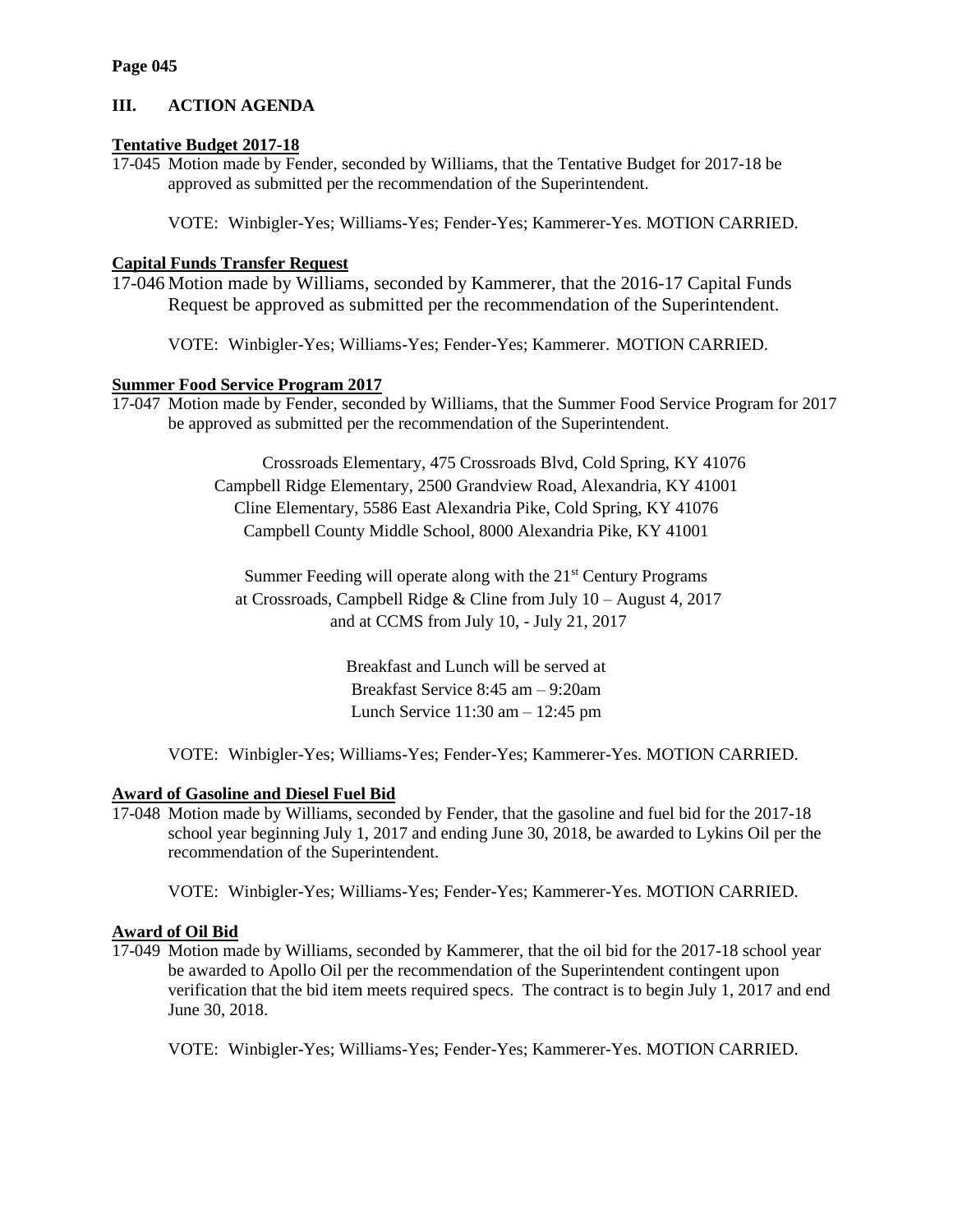**Page 045**

## III. ACTION AGENDA

**Tentative Budget 2017-18**

17-045 Motion made by Fender, seconded by Williams, that the Tentative Budget for 2017-18 be approved as submitted per the recommendation of the Superintendent.

VOTE: Winbigler-Yes; Williams-Yes; Fender-Yes; Kammerer-Yes. MOTION CARRIED.

**Capital Funds Transfer Request**

17-046 Motion made by Williams, seconded by Kammerer, that the 2016-17 Capital Funds Request be approved as submitted per the recommendation of the Superintendent.

VOTE: Winbigler-Yes; Williams-Yes; Fender-Yes; Kammerer. MOTION CARRIED.

**Summer Food Service Program 2017**

17-047 Motion made by Fender, seconded by Williams, that the Summer Food Service Program for 2017 be approved as submitted per the recommendation of the Superintendent.

Crossroads Elementary, 475 Crossroads Blvd, Cold Spring, KY 41076
Campbell Ridge Elementary, 2500 Grandview Road, Alexandria, KY 41001
Cline Elementary, 5586 East Alexandria Pike, Cold Spring, KY 41076
Campbell County Middle School, 8000 Alexandria Pike, KY 41001

Summer Feeding will operate along with the 21st Century Programs at Crossroads, Campbell Ridge & Cline from July 10 – August 4, 2017 and at CCMS from July 10, - July 21, 2017

Breakfast and Lunch will be served at
Breakfast Service 8:45 am – 9:20am
Lunch Service 11:30 am – 12:45 pm

VOTE: Winbigler-Yes; Williams-Yes; Fender-Yes; Kammerer-Yes. MOTION CARRIED.

**Award of Gasoline and Diesel Fuel Bid**

17-048 Motion made by Williams, seconded by Fender, that the gasoline and fuel bid for the 2017-18 school year beginning July 1, 2017 and ending June 30, 2018, be awarded to Lykins Oil per the recommendation of the Superintendent.

VOTE: Winbigler-Yes; Williams-Yes; Fender-Yes; Kammerer-Yes. MOTION CARRIED.

**Award of Oil Bid**

17-049 Motion made by Williams, seconded by Kammerer, that the oil bid for the 2017-18 school year be awarded to Apollo Oil per the recommendation of the Superintendent contingent upon verification that the bid item meets required specs. The contract is to begin July 1, 2017 and end June 30, 2018.

VOTE: Winbigler-Yes; Williams-Yes; Fender-Yes; Kammerer-Yes. MOTION CARRIED.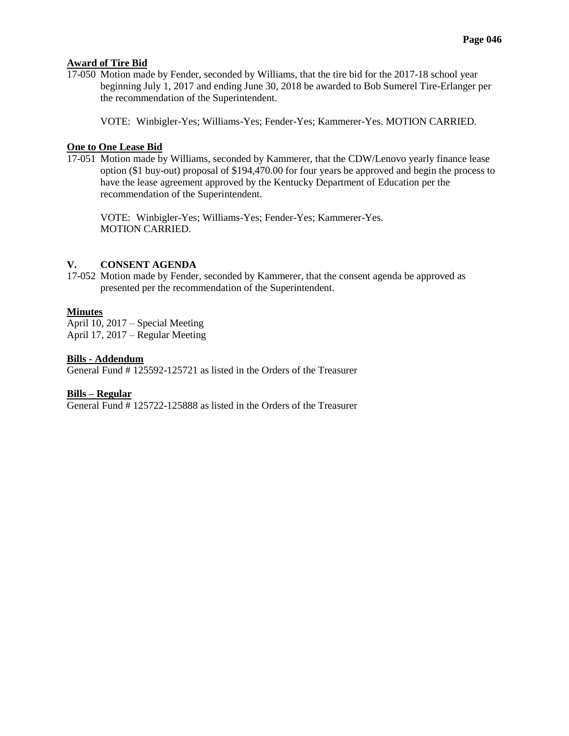**Award of Tire Bid**

17-050 Motion made by Fender, seconded by Williams, that the tire bid for the 2017-18 school year beginning July 1, 2017 and ending June 30, 2018 be awarded to Bob Sumerel Tire-Erlanger per the recommendation of the Superintendent.

VOTE: Winbigler-Yes; Williams-Yes; Fender-Yes; Kammerer-Yes. MOTION CARRIED.

**One to One Lease Bid**

17-051 Motion made by Williams, seconded by Kammerer, that the CDW/Lenovo yearly finance lease option ($1 buy-out) proposal of $194,470.00 for four years be approved and begin the process to have the lease agreement approved by the Kentucky Department of Education per the recommendation of the Superintendent.

VOTE: Winbigler-Yes; Williams-Yes; Fender-Yes; Kammerer-Yes.
MOTION CARRIED.

## V. CONSENT AGENDA

17-052 Motion made by Fender, seconded by Kammerer, that the consent agenda be approved as presented per the recommendation of the Superintendent.

**Minutes**

April 10, 2017 – Special Meeting
April 17, 2017 – Regular Meeting

**Bills - Addendum**

General Fund # 125592-125721 as listed in the Orders of the Treasurer

**Bills – Regular**

General Fund # 125722-125888 as listed in the Orders of the Treasurer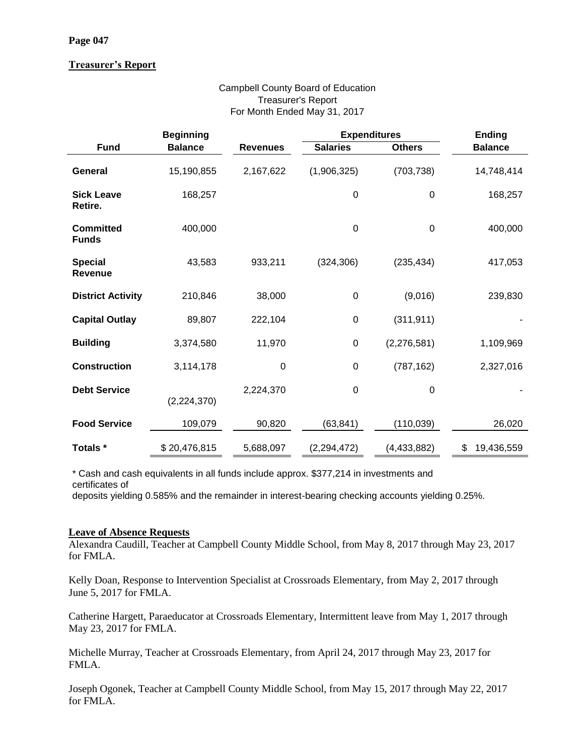**Page 047**

**Treasurer's Report**

Campbell County Board of Education
Treasurer's Report
For Month Ended May 31, 2017

| Fund | Beginning Balance | Revenues | Expenditures Salaries | Expenditures Others | Ending Balance |
|---|---|---|---|---|---|
| **General** | 15,190,855 | 2,167,622 | (1,906,325) | (703,738) | 14,748,414 |
| **Sick Leave Retire.** | 168,257 | | 0 | 0 | 168,257 |
| **Committed Funds** | 400,000 | | 0 | 0 | 400,000 |
| **Special Revenue** | 43,583 | 933,211 | (324,306) | (235,434) | 417,053 |
| **District Activity** | 210,846 | 38,000 | 0 | (9,016) | 239,830 |
| **Capital Outlay** | 89,807 | 222,104 | 0 | (311,911) | - |
| **Building** | 3,374,580 | 11,970 | 0 | (2,276,581) | 1,109,969 |
| **Construction** | 3,114,178 | 0 | 0 | (787,162) | 2,327,016 |
| **Debt Service** | (2,224,370) | 2,224,370 | 0 | 0 | - |
| **Food Service** | 109,079 | 90,820 | (63,841) | (110,039) | 26,020 |
| **Totals *** | $ 20,476,815 | 5,688,097 | (2,294,472) | (4,433,882) | $ 19,436,559 |

* Cash and cash equivalents in all funds include approx. $377,214 in investments and certificates of deposits yielding 0.585% and the remainder in interest-bearing checking accounts yielding 0.25%.

**Leave of Absence Requests**

Alexandra Caudill, Teacher at Campbell County Middle School, from May 8, 2017 through May 23, 2017 for FMLA.

Kelly Doan, Response to Intervention Specialist at Crossroads Elementary, from May 2, 2017 through June 5, 2017 for FMLA.

Catherine Hargett, Paraeducator at Crossroads Elementary, Intermittent leave from May 1, 2017 through May 23, 2017 for FMLA.

Michelle Murray, Teacher at Crossroads Elementary, from April 24, 2017 through May 23, 2017 for FMLA.

Joseph Ogonek, Teacher at Campbell County Middle School, from May 15, 2017 through May 22, 2017 for FMLA.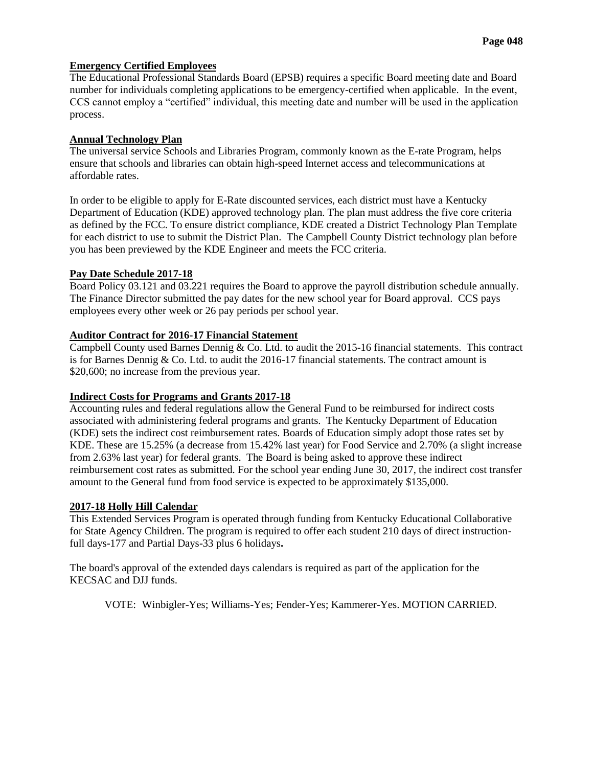**Emergency Certified Employees**

The Educational Professional Standards Board (EPSB) requires a specific Board meeting date and Board number for individuals completing applications to be emergency-certified when applicable. In the event, CCS cannot employ a "certified" individual, this meeting date and number will be used in the application process.

**Annual Technology Plan**

The universal service Schools and Libraries Program, commonly known as the E-rate Program, helps ensure that schools and libraries can obtain high-speed Internet access and telecommunications at affordable rates.

In order to be eligible to apply for E-Rate discounted services, each district must have a Kentucky Department of Education (KDE) approved technology plan. The plan must address the five core criteria as defined by the FCC. To ensure district compliance, KDE created a District Technology Plan Template for each district to use to submit the District Plan. The Campbell County District technology plan before you has been previewed by the KDE Engineer and meets the FCC criteria.

**Pay Date Schedule 2017-18**

Board Policy 03.121 and 03.221 requires the Board to approve the payroll distribution schedule annually. The Finance Director submitted the pay dates for the new school year for Board approval. CCS pays employees every other week or 26 pay periods per school year.

**Auditor Contract for 2016-17 Financial Statement**

Campbell County used Barnes Dennig & Co. Ltd. to audit the 2015-16 financial statements. This contract is for Barnes Dennig & Co. Ltd. to audit the 2016-17 financial statements. The contract amount is $20,600; no increase from the previous year.

**Indirect Costs for Programs and Grants 2017-18**

Accounting rules and federal regulations allow the General Fund to be reimbursed for indirect costs associated with administering federal programs and grants. The Kentucky Department of Education (KDE) sets the indirect cost reimbursement rates. Boards of Education simply adopt those rates set by KDE. These are 15.25% (a decrease from 15.42% last year) for Food Service and 2.70% (a slight increase from 2.63% last year) for federal grants. The Board is being asked to approve these indirect reimbursement cost rates as submitted. For the school year ending June 30, 2017, the indirect cost transfer amount to the General fund from food service is expected to be approximately $135,000.

**2017-18 Holly Hill Calendar**

This Extended Services Program is operated through funding from Kentucky Educational Collaborative for State Agency Children. The program is required to offer each student 210 days of direct instruction-full days-177 and Partial Days-33 plus 6 holidays**.**

The board's approval of the extended days calendars is required as part of the application for the KECSAC and DJJ funds.

VOTE: Winbigler-Yes; Williams-Yes; Fender-Yes; Kammerer-Yes. MOTION CARRIED.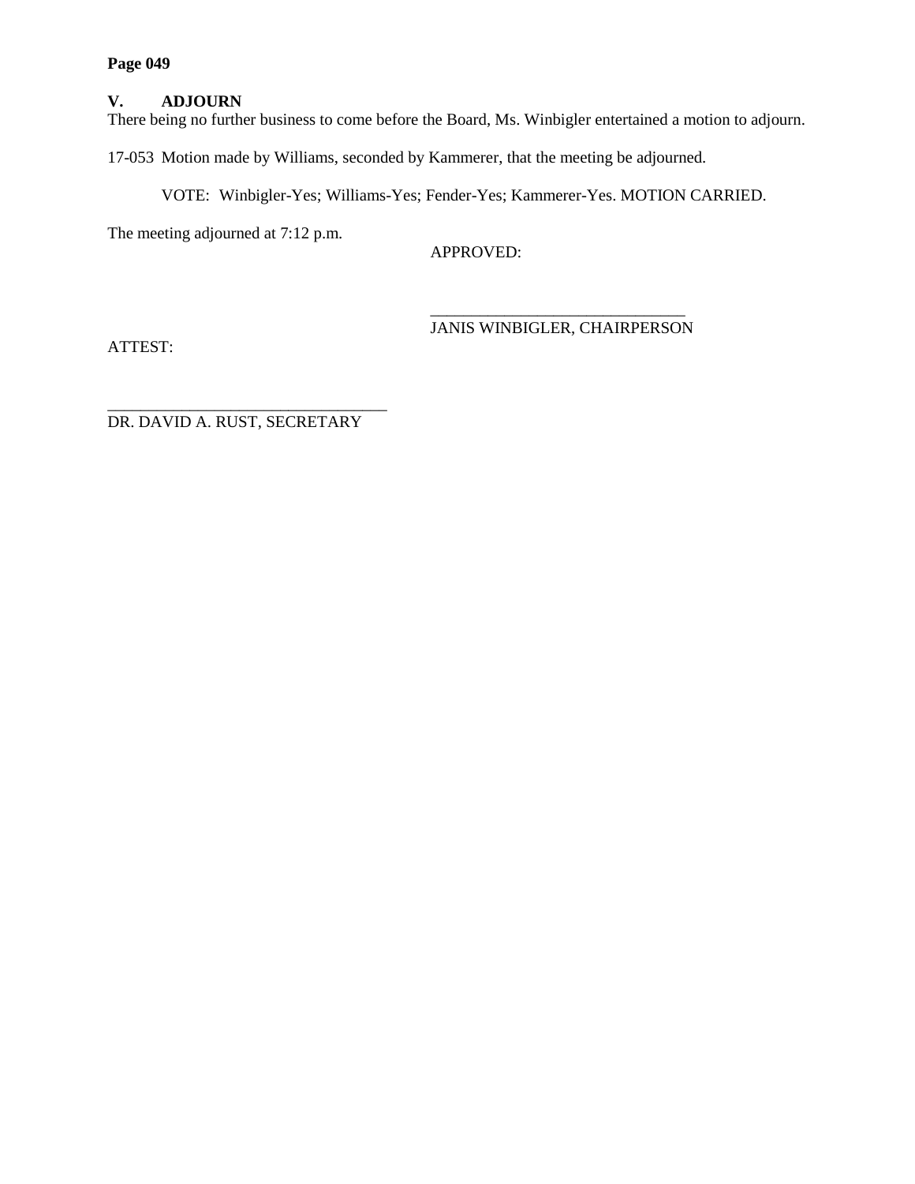## V. ADJOURN

There being no further business to come before the Board, Ms. Winbigler entertained a motion to adjourn.

17-053 Motion made by Williams, seconded by Kammerer, that the meeting be adjourned.

VOTE: Winbigler-Yes; Williams-Yes; Fender-Yes; Kammerer-Yes. MOTION CARRIED.

The meeting adjourned at 7:12 p.m.

APPROVED:

_______________________________
JANIS WINBIGLER, CHAIRPERSON

ATTEST:

__________________________________
DR. DAVID A. RUST, SECRETARY